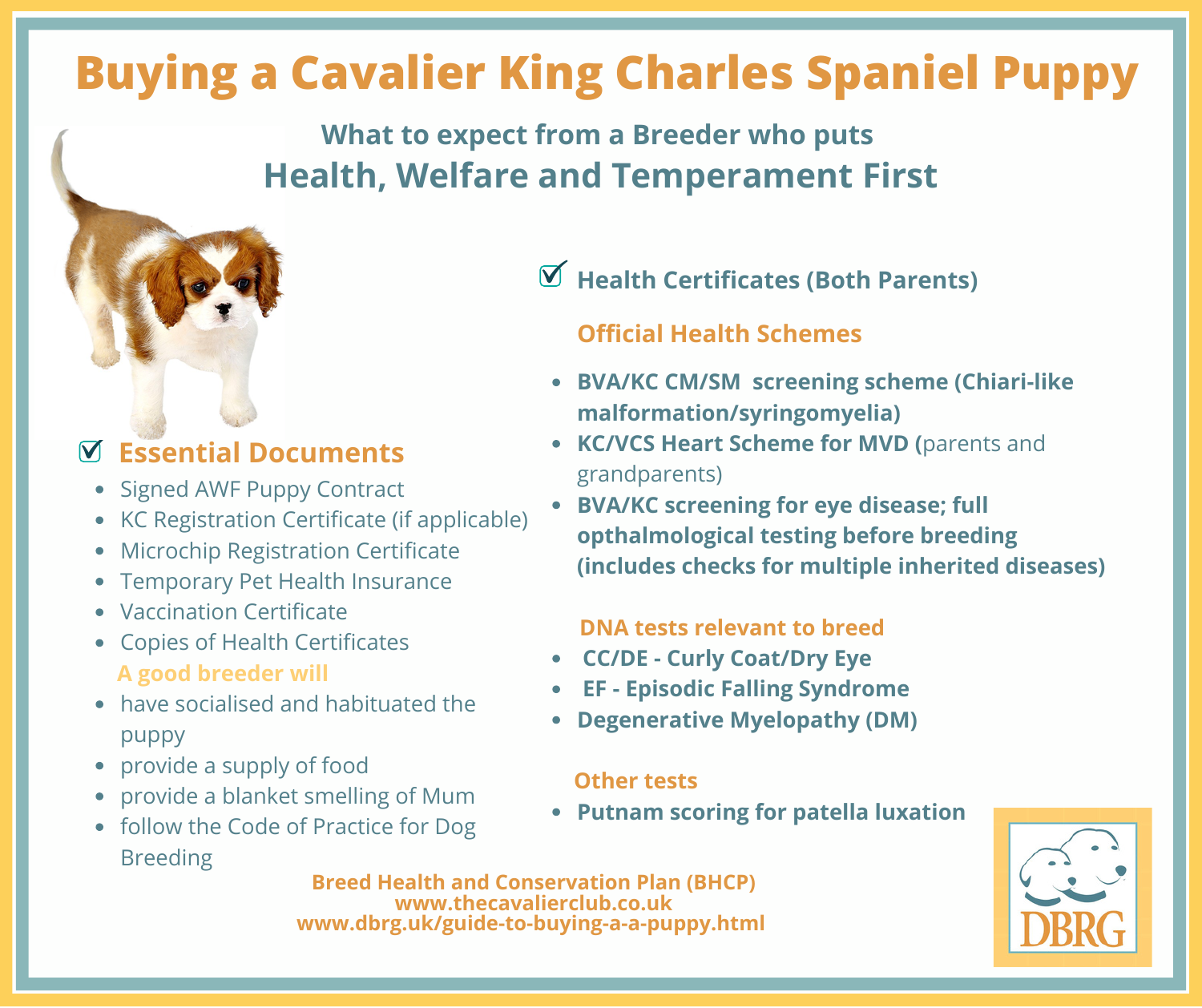# Buying a Cavalier King Charles Spaniel Puppy

## What to expect from a Breeder who puts Health, Welfare and Temperament First

### ☑ Essential Documents

- Signed AWF Puppy Contract
- KC Registration Certificate (if applicable)
- Microchip Registration Certificate
- Temporary Pet Health Insurance
- Vaccination Certificate
- Copies of Health Certificates

**A good breeder will**

- have socialised and habituated the puppy
- provide a supply of food
- provide a blanket smelling of Mum
- follow the Code of Practice for Dog Breeding

### ☑ Health Certificates (Both Parents)

**Official Health Schemes**

- **BVA/KC CM/SM screening scheme (Chiari-like malformation/syringomyelia)**
- **KC/VCS Heart Scheme for MVD (**parents and grandparents)
- **BVA/KC screening for eye disease; full opthalmological testing before breeding (includes checks for multiple inherited diseases)**

**DNA tests relevant to breed**

- **CC/DE - Curly Coat/Dry Eye**
- **EF - Episodic Falling Syndrome**
- **Degenerative Myelopathy (DM)**

**Other tests**

- **Putnam scoring for patella luxation**

**Breed Health and Conservation Plan (BHCP)**
**www.thecavalierclub.co.uk**
**www.dbrg.uk/guide-to-buying-a-a-puppy.html**

DBRG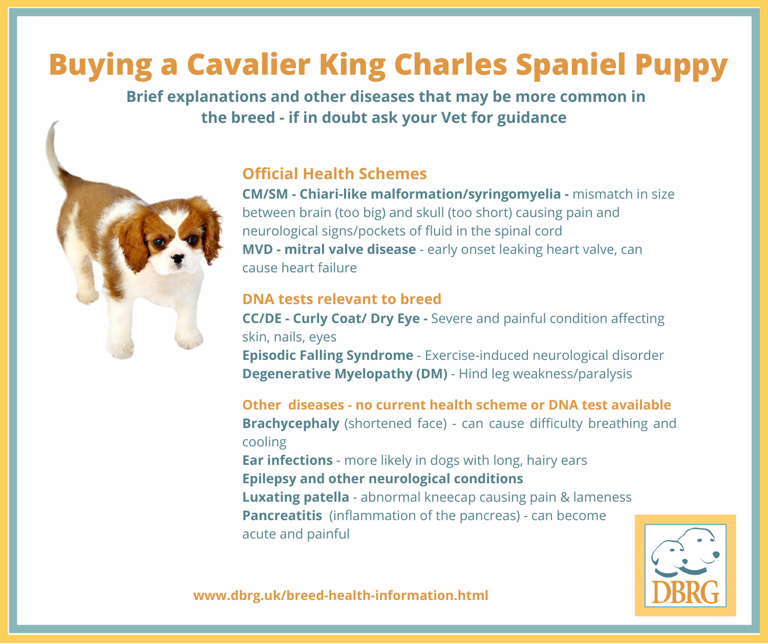# Buying a Cavalier King Charles Spaniel Puppy

**Brief explanations and other diseases that may be more common in the breed - if in doubt ask your Vet for guidance**

## Official Health Schemes

**CM/SM - Chiari-like malformation/syringomyelia -** mismatch in size between brain (too big) and skull (too short) causing pain and neurological signs/pockets of fluid in the spinal cord

**MVD - mitral valve disease** - early onset leaking heart valve, can cause heart failure

## DNA tests relevant to breed

**CC/DE - Curly Coat/ Dry Eye -** Severe and painful condition affecting skin, nails, eyes

**Episodic Falling Syndrome** - Exercise-induced neurological disorder

**Degenerative Myelopathy (DM)** - Hind leg weakness/paralysis

## Other diseases - no current health scheme or DNA test available

**Brachycephaly** (shortened face) - can cause difficulty breathing and cooling

**Ear infections** - more likely in dogs with long, hairy ears

**Epilepsy and other neurological conditions**

**Luxating patella** - abnormal kneecap causing pain & lameness

**Pancreatitis** (inflammation of the pancreas) - can become acute and painful

www.dbrg.uk/breed-health-information.html

DBRG